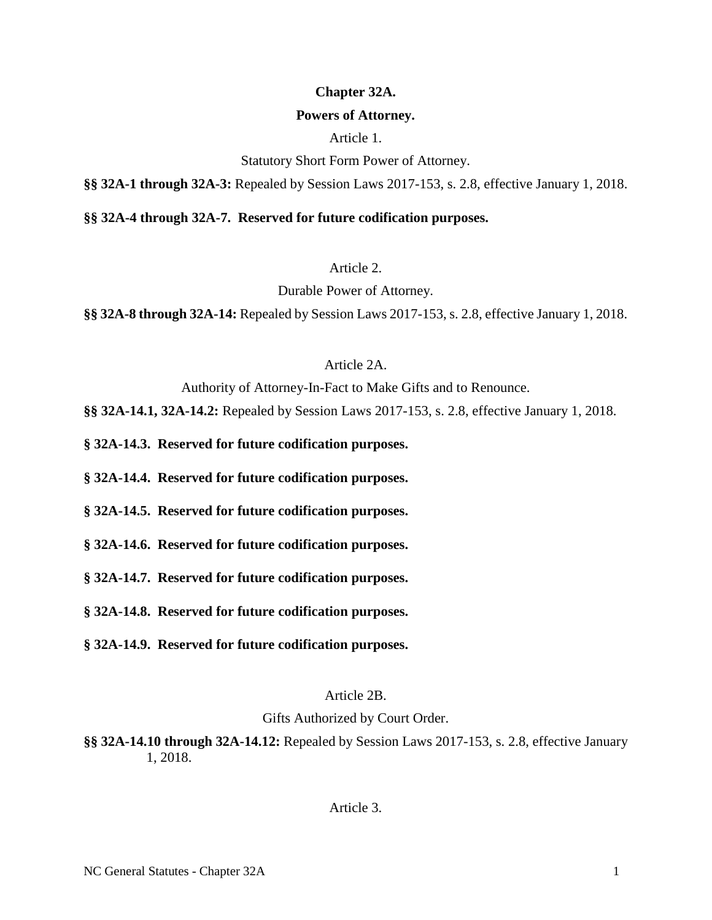# Chapter 32A.

# Powers of Attorney.

## Article 1.

## Statutory Short Form Power of Attorney.

**§§ 32A-1 through 32A-3:** Repealed by Session Laws 2017-153, s. 2.8, effective January 1, 2018.

**§§ 32A-4 through 32A-7. Reserved for future codification purposes.**

## Article 2.

## Durable Power of Attorney.

**§§ 32A-8 through 32A-14:** Repealed by Session Laws 2017-153, s. 2.8, effective January 1, 2018.

## Article 2A.

## Authority of Attorney-In-Fact to Make Gifts and to Renounce.

**§§ 32A-14.1, 32A-14.2:** Repealed by Session Laws 2017-153, s. 2.8, effective January 1, 2018.

**§ 32A-14.3. Reserved for future codification purposes.**

**§ 32A-14.4. Reserved for future codification purposes.**

**§ 32A-14.5. Reserved for future codification purposes.**

**§ 32A-14.6. Reserved for future codification purposes.**

**§ 32A-14.7. Reserved for future codification purposes.**

**§ 32A-14.8. Reserved for future codification purposes.**

**§ 32A-14.9. Reserved for future codification purposes.**

## Article 2B.

## Gifts Authorized by Court Order.

**§§ 32A-14.10 through 32A-14.12:** Repealed by Session Laws 2017-153, s. 2.8, effective January 1, 2018.

## Article 3.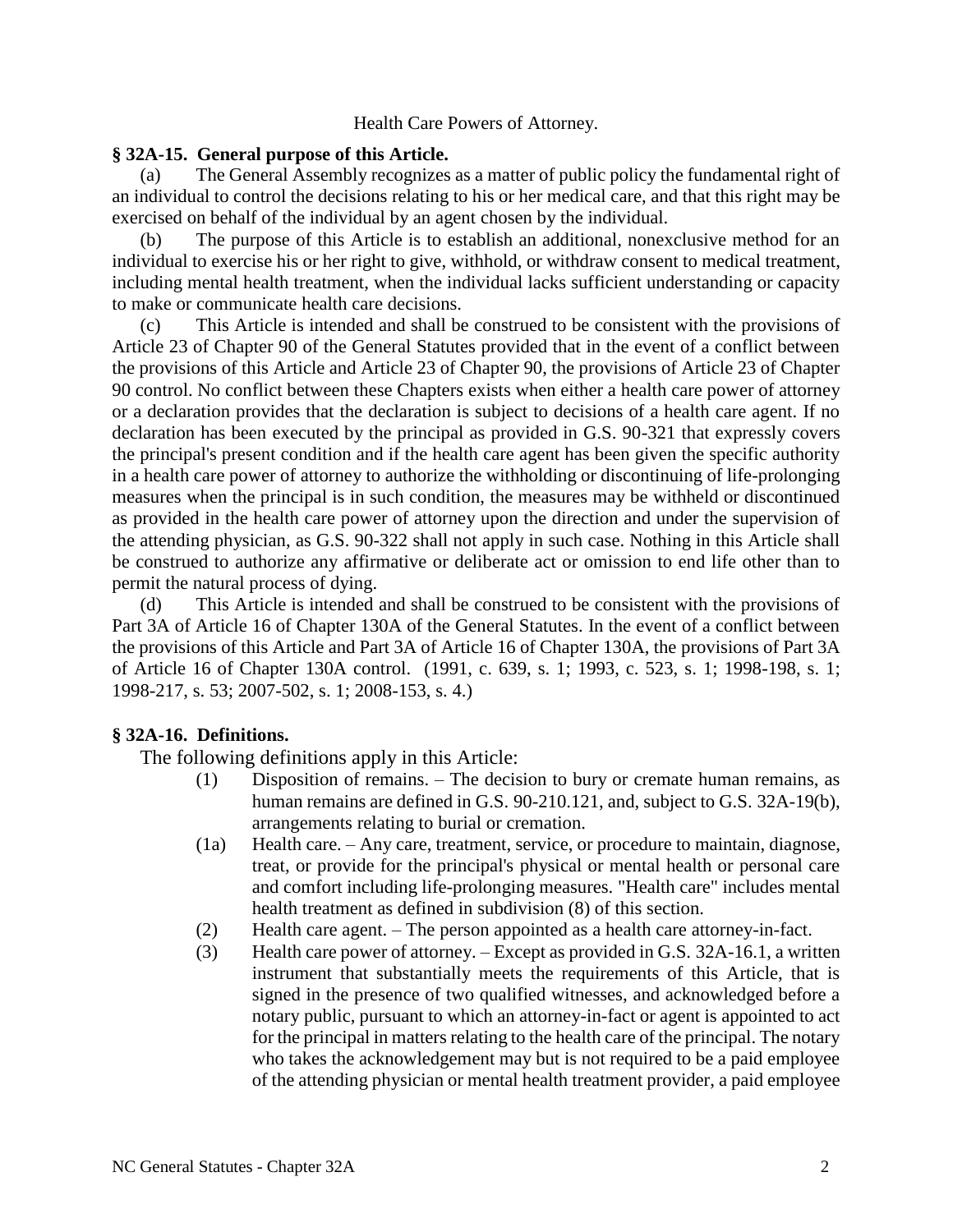Health Care Powers of Attorney.

**§ 32A-15. General purpose of this Article.**

(a) The General Assembly recognizes as a matter of public policy the fundamental right of an individual to control the decisions relating to his or her medical care, and that this right may be exercised on behalf of the individual by an agent chosen by the individual.

(b) The purpose of this Article is to establish an additional, nonexclusive method for an individual to exercise his or her right to give, withhold, or withdraw consent to medical treatment, including mental health treatment, when the individual lacks sufficient understanding or capacity to make or communicate health care decisions.

(c) This Article is intended and shall be construed to be consistent with the provisions of Article 23 of Chapter 90 of the General Statutes provided that in the event of a conflict between the provisions of this Article and Article 23 of Chapter 90, the provisions of Article 23 of Chapter 90 control. No conflict between these Chapters exists when either a health care power of attorney or a declaration provides that the declaration is subject to decisions of a health care agent. If no declaration has been executed by the principal as provided in G.S. 90-321 that expressly covers the principal's present condition and if the health care agent has been given the specific authority in a health care power of attorney to authorize the withholding or discontinuing of life-prolonging measures when the principal is in such condition, the measures may be withheld or discontinued as provided in the health care power of attorney upon the direction and under the supervision of the attending physician, as G.S. 90-322 shall not apply in such case. Nothing in this Article shall be construed to authorize any affirmative or deliberate act or omission to end life other than to permit the natural process of dying.

(d) This Article is intended and shall be construed to be consistent with the provisions of Part 3A of Article 16 of Chapter 130A of the General Statutes. In the event of a conflict between the provisions of this Article and Part 3A of Article 16 of Chapter 130A, the provisions of Part 3A of Article 16 of Chapter 130A control. (1991, c. 639, s. 1; 1993, c. 523, s. 1; 1998-198, s. 1; 1998-217, s. 53; 2007-502, s. 1; 2008-153, s. 4.)

**§ 32A-16. Definitions.**

The following definitions apply in this Article:

(1) Disposition of remains. – The decision to bury or cremate human remains, as human remains are defined in G.S. 90-210.121, and, subject to G.S. 32A-19(b), arrangements relating to burial or cremation.

(1a) Health care. – Any care, treatment, service, or procedure to maintain, diagnose, treat, or provide for the principal's physical or mental health or personal care and comfort including life-prolonging measures. "Health care" includes mental health treatment as defined in subdivision (8) of this section.

(2) Health care agent. – The person appointed as a health care attorney-in-fact.

(3) Health care power of attorney. – Except as provided in G.S. 32A-16.1, a written instrument that substantially meets the requirements of this Article, that is signed in the presence of two qualified witnesses, and acknowledged before a notary public, pursuant to which an attorney-in-fact or agent is appointed to act for the principal in matters relating to the health care of the principal. The notary who takes the acknowledgement may but is not required to be a paid employee of the attending physician or mental health treatment provider, a paid employee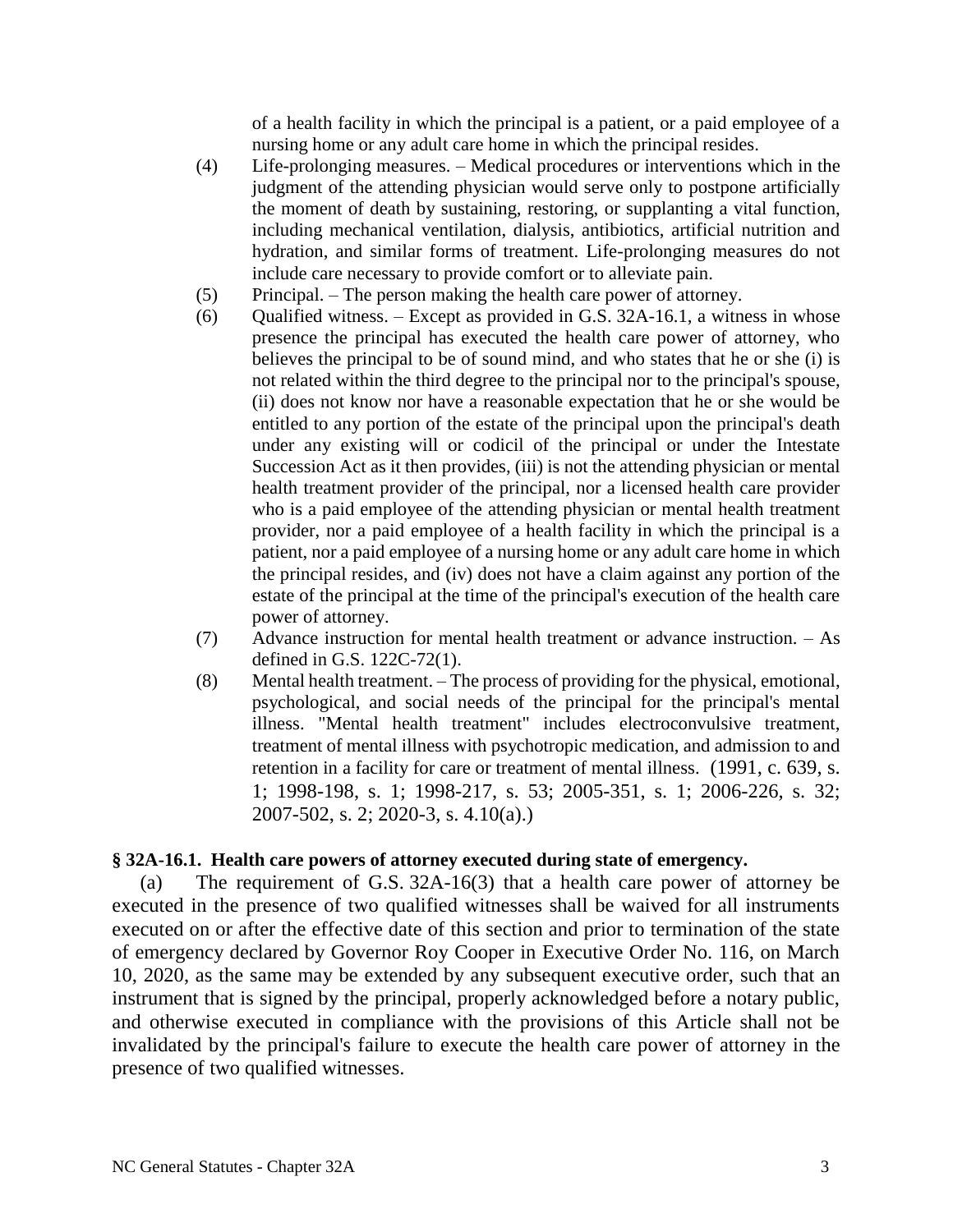of a health facility in which the principal is a patient, or a paid employee of a nursing home or any adult care home in which the principal resides.

(4) Life-prolonging measures. – Medical procedures or interventions which in the judgment of the attending physician would serve only to postpone artificially the moment of death by sustaining, restoring, or supplanting a vital function, including mechanical ventilation, dialysis, antibiotics, artificial nutrition and hydration, and similar forms of treatment. Life-prolonging measures do not include care necessary to provide comfort or to alleviate pain.

(5) Principal. – The person making the health care power of attorney.

(6) Qualified witness. – Except as provided in G.S. 32A-16.1, a witness in whose presence the principal has executed the health care power of attorney, who believes the principal to be of sound mind, and who states that he or she (i) is not related within the third degree to the principal nor to the principal's spouse, (ii) does not know nor have a reasonable expectation that he or she would be entitled to any portion of the estate of the principal upon the principal's death under any existing will or codicil of the principal or under the Intestate Succession Act as it then provides, (iii) is not the attending physician or mental health treatment provider of the principal, nor a licensed health care provider who is a paid employee of the attending physician or mental health treatment provider, nor a paid employee of a health facility in which the principal is a patient, nor a paid employee of a nursing home or any adult care home in which the principal resides, and (iv) does not have a claim against any portion of the estate of the principal at the time of the principal's execution of the health care power of attorney.

(7) Advance instruction for mental health treatment or advance instruction. – As defined in G.S. 122C-72(1).

(8) Mental health treatment. – The process of providing for the physical, emotional, psychological, and social needs of the principal for the principal's mental illness. "Mental health treatment" includes electroconvulsive treatment, treatment of mental illness with psychotropic medication, and admission to and retention in a facility for care or treatment of mental illness. (1991, c. 639, s. 1; 1998-198, s. 1; 1998-217, s. 53; 2005-351, s. 1; 2006-226, s. 32; 2007-502, s. 2; 2020-3, s. 4.10(a).)

**§ 32A-16.1. Health care powers of attorney executed during state of emergency.**

(a) The requirement of G.S. 32A-16(3) that a health care power of attorney be executed in the presence of two qualified witnesses shall be waived for all instruments executed on or after the effective date of this section and prior to termination of the state of emergency declared by Governor Roy Cooper in Executive Order No. 116, on March 10, 2020, as the same may be extended by any subsequent executive order, such that an instrument that is signed by the principal, properly acknowledged before a notary public, and otherwise executed in compliance with the provisions of this Article shall not be invalidated by the principal's failure to execute the health care power of attorney in the presence of two qualified witnesses.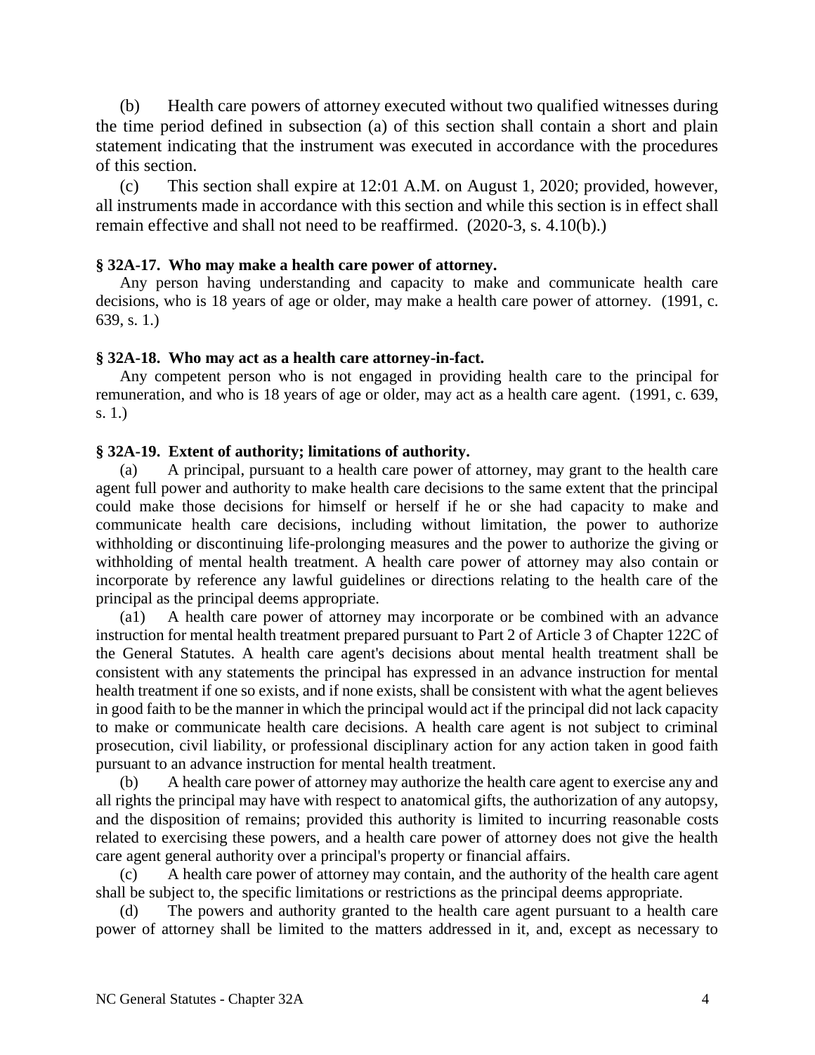(b) Health care powers of attorney executed without two qualified witnesses during the time period defined in subsection (a) of this section shall contain a short and plain statement indicating that the instrument was executed in accordance with the procedures of this section.

(c) This section shall expire at 12:01 A.M. on August 1, 2020; provided, however, all instruments made in accordance with this section and while this section is in effect shall remain effective and shall not need to be reaffirmed. (2020-3, s. 4.10(b).)

**§ 32A-17. Who may make a health care power of attorney.**

Any person having understanding and capacity to make and communicate health care decisions, who is 18 years of age or older, may make a health care power of attorney. (1991, c. 639, s. 1.)

**§ 32A-18. Who may act as a health care attorney-in-fact.**

Any competent person who is not engaged in providing health care to the principal for remuneration, and who is 18 years of age or older, may act as a health care agent. (1991, c. 639, s. 1.)

**§ 32A-19. Extent of authority; limitations of authority.**

(a) A principal, pursuant to a health care power of attorney, may grant to the health care agent full power and authority to make health care decisions to the same extent that the principal could make those decisions for himself or herself if he or she had capacity to make and communicate health care decisions, including without limitation, the power to authorize withholding or discontinuing life-prolonging measures and the power to authorize the giving or withholding of mental health treatment. A health care power of attorney may also contain or incorporate by reference any lawful guidelines or directions relating to the health care of the principal as the principal deems appropriate.

(a1) A health care power of attorney may incorporate or be combined with an advance instruction for mental health treatment prepared pursuant to Part 2 of Article 3 of Chapter 122C of the General Statutes. A health care agent's decisions about mental health treatment shall be consistent with any statements the principal has expressed in an advance instruction for mental health treatment if one so exists, and if none exists, shall be consistent with what the agent believes in good faith to be the manner in which the principal would act if the principal did not lack capacity to make or communicate health care decisions. A health care agent is not subject to criminal prosecution, civil liability, or professional disciplinary action for any action taken in good faith pursuant to an advance instruction for mental health treatment.

(b) A health care power of attorney may authorize the health care agent to exercise any and all rights the principal may have with respect to anatomical gifts, the authorization of any autopsy, and the disposition of remains; provided this authority is limited to incurring reasonable costs related to exercising these powers, and a health care power of attorney does not give the health care agent general authority over a principal's property or financial affairs.

(c) A health care power of attorney may contain, and the authority of the health care agent shall be subject to, the specific limitations or restrictions as the principal deems appropriate.

(d) The powers and authority granted to the health care agent pursuant to a health care power of attorney shall be limited to the matters addressed in it, and, except as necessary to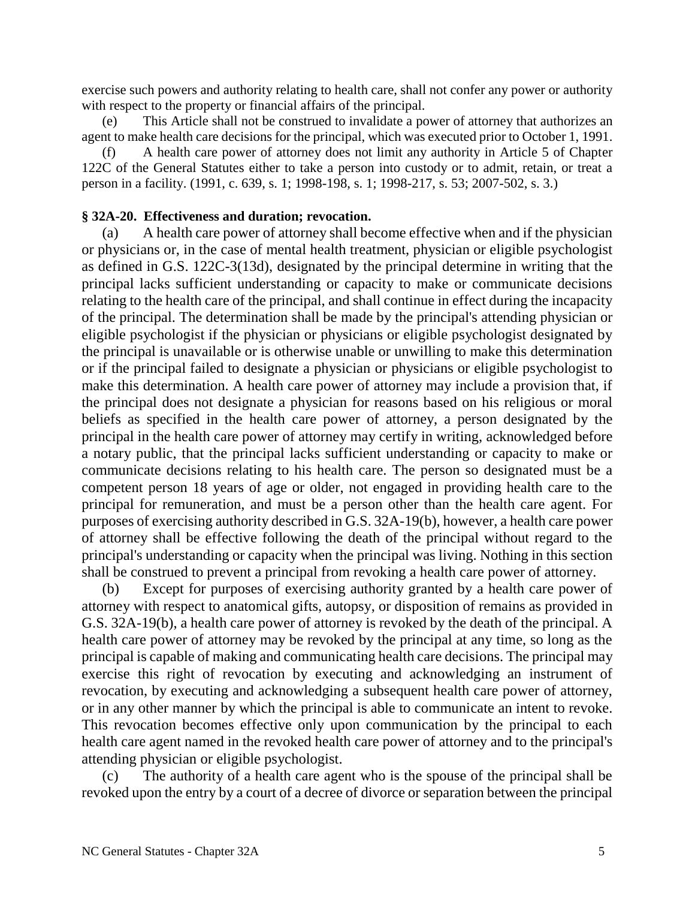exercise such powers and authority relating to health care, shall not confer any power or authority with respect to the property or financial affairs of the principal.

(e) This Article shall not be construed to invalidate a power of attorney that authorizes an agent to make health care decisions for the principal, which was executed prior to October 1, 1991.

(f) A health care power of attorney does not limit any authority in Article 5 of Chapter 122C of the General Statutes either to take a person into custody or to admit, retain, or treat a person in a facility. (1991, c. 639, s. 1; 1998-198, s. 1; 1998-217, s. 53; 2007-502, s. 3.)

**§ 32A-20. Effectiveness and duration; revocation.**

(a) A health care power of attorney shall become effective when and if the physician or physicians or, in the case of mental health treatment, physician or eligible psychologist as defined in G.S. 122C-3(13d), designated by the principal determine in writing that the principal lacks sufficient understanding or capacity to make or communicate decisions relating to the health care of the principal, and shall continue in effect during the incapacity of the principal. The determination shall be made by the principal's attending physician or eligible psychologist if the physician or physicians or eligible psychologist designated by the principal is unavailable or is otherwise unable or unwilling to make this determination or if the principal failed to designate a physician or physicians or eligible psychologist to make this determination. A health care power of attorney may include a provision that, if the principal does not designate a physician for reasons based on his religious or moral beliefs as specified in the health care power of attorney, a person designated by the principal in the health care power of attorney may certify in writing, acknowledged before a notary public, that the principal lacks sufficient understanding or capacity to make or communicate decisions relating to his health care. The person so designated must be a competent person 18 years of age or older, not engaged in providing health care to the principal for remuneration, and must be a person other than the health care agent. For purposes of exercising authority described in G.S. 32A-19(b), however, a health care power of attorney shall be effective following the death of the principal without regard to the principal's understanding or capacity when the principal was living. Nothing in this section shall be construed to prevent a principal from revoking a health care power of attorney.

(b) Except for purposes of exercising authority granted by a health care power of attorney with respect to anatomical gifts, autopsy, or disposition of remains as provided in G.S. 32A-19(b), a health care power of attorney is revoked by the death of the principal. A health care power of attorney may be revoked by the principal at any time, so long as the principal is capable of making and communicating health care decisions. The principal may exercise this right of revocation by executing and acknowledging an instrument of revocation, by executing and acknowledging a subsequent health care power of attorney, or in any other manner by which the principal is able to communicate an intent to revoke. This revocation becomes effective only upon communication by the principal to each health care agent named in the revoked health care power of attorney and to the principal's attending physician or eligible psychologist.

(c) The authority of a health care agent who is the spouse of the principal shall be revoked upon the entry by a court of a decree of divorce or separation between the principal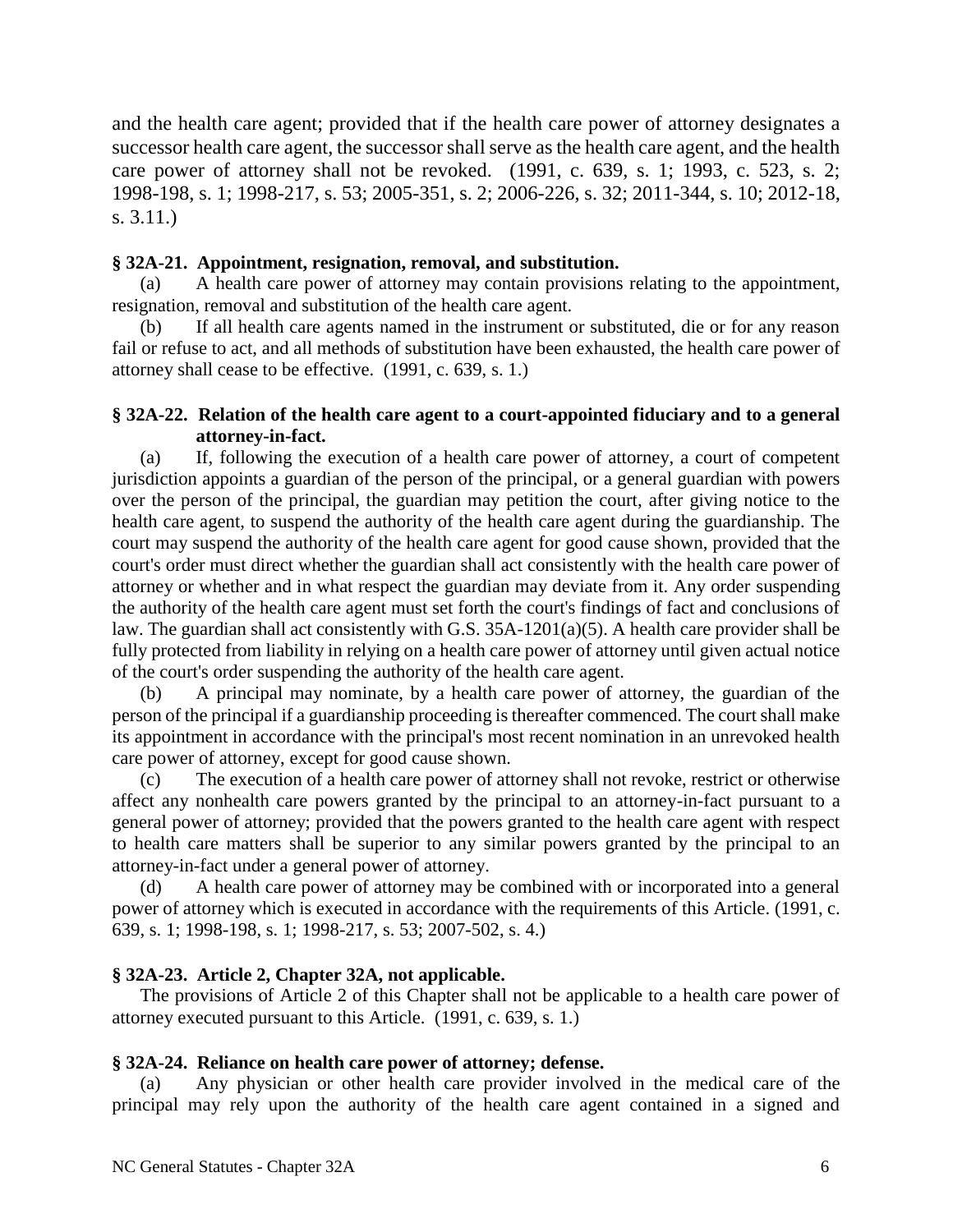and the health care agent; provided that if the health care power of attorney designates a successor health care agent, the successor shall serve as the health care agent, and the health care power of attorney shall not be revoked. (1991, c. 639, s. 1; 1993, c. 523, s. 2; 1998-198, s. 1; 1998-217, s. 53; 2005-351, s. 2; 2006-226, s. 32; 2011-344, s. 10; 2012-18, s. 3.11.)

**§ 32A-21. Appointment, resignation, removal, and substitution.**

(a) A health care power of attorney may contain provisions relating to the appointment, resignation, removal and substitution of the health care agent.

(b) If all health care agents named in the instrument or substituted, die or for any reason fail or refuse to act, and all methods of substitution have been exhausted, the health care power of attorney shall cease to be effective. (1991, c. 639, s. 1.)

**§ 32A-22. Relation of the health care agent to a court-appointed fiduciary and to a general attorney-in-fact.**

(a) If, following the execution of a health care power of attorney, a court of competent jurisdiction appoints a guardian of the person of the principal, or a general guardian with powers over the person of the principal, the guardian may petition the court, after giving notice to the health care agent, to suspend the authority of the health care agent during the guardianship. The court may suspend the authority of the health care agent for good cause shown, provided that the court's order must direct whether the guardian shall act consistently with the health care power of attorney or whether and in what respect the guardian may deviate from it. Any order suspending the authority of the health care agent must set forth the court's findings of fact and conclusions of law. The guardian shall act consistently with G.S. 35A-1201(a)(5). A health care provider shall be fully protected from liability in relying on a health care power of attorney until given actual notice of the court's order suspending the authority of the health care agent.

(b) A principal may nominate, by a health care power of attorney, the guardian of the person of the principal if a guardianship proceeding is thereafter commenced. The court shall make its appointment in accordance with the principal's most recent nomination in an unrevoked health care power of attorney, except for good cause shown.

(c) The execution of a health care power of attorney shall not revoke, restrict or otherwise affect any nonhealth care powers granted by the principal to an attorney-in-fact pursuant to a general power of attorney; provided that the powers granted to the health care agent with respect to health care matters shall be superior to any similar powers granted by the principal to an attorney-in-fact under a general power of attorney.

(d) A health care power of attorney may be combined with or incorporated into a general power of attorney which is executed in accordance with the requirements of this Article. (1991, c. 639, s. 1; 1998-198, s. 1; 1998-217, s. 53; 2007-502, s. 4.)

**§ 32A-23. Article 2, Chapter 32A, not applicable.**

The provisions of Article 2 of this Chapter shall not be applicable to a health care power of attorney executed pursuant to this Article. (1991, c. 639, s. 1.)

**§ 32A-24. Reliance on health care power of attorney; defense.**

(a) Any physician or other health care provider involved in the medical care of the principal may rely upon the authority of the health care agent contained in a signed and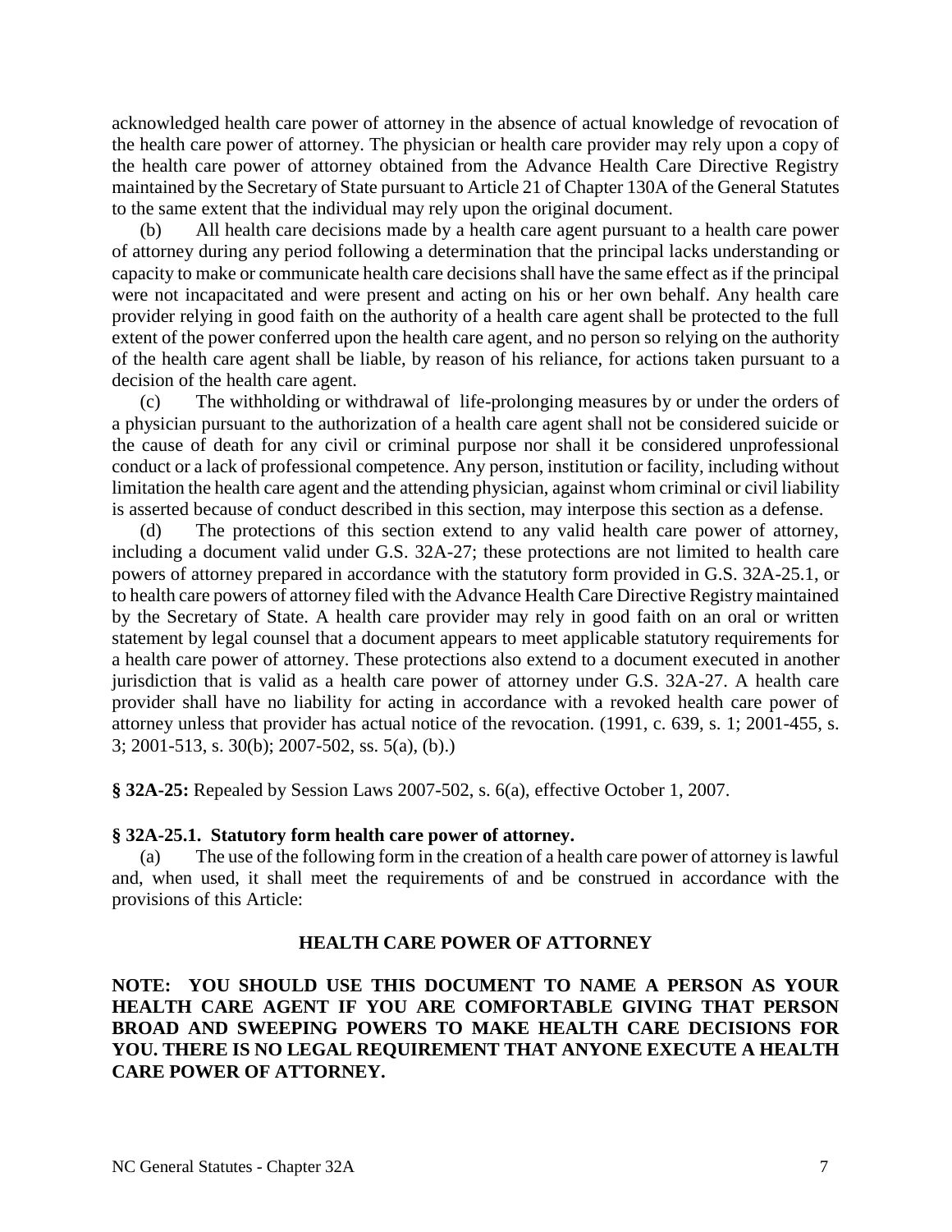acknowledged health care power of attorney in the absence of actual knowledge of revocation of the health care power of attorney. The physician or health care provider may rely upon a copy of the health care power of attorney obtained from the Advance Health Care Directive Registry maintained by the Secretary of State pursuant to Article 21 of Chapter 130A of the General Statutes to the same extent that the individual may rely upon the original document.

(b) All health care decisions made by a health care agent pursuant to a health care power of attorney during any period following a determination that the principal lacks understanding or capacity to make or communicate health care decisions shall have the same effect as if the principal were not incapacitated and were present and acting on his or her own behalf. Any health care provider relying in good faith on the authority of a health care agent shall be protected to the full extent of the power conferred upon the health care agent, and no person so relying on the authority of the health care agent shall be liable, by reason of his reliance, for actions taken pursuant to a decision of the health care agent.

(c) The withholding or withdrawal of life-prolonging measures by or under the orders of a physician pursuant to the authorization of a health care agent shall not be considered suicide or the cause of death for any civil or criminal purpose nor shall it be considered unprofessional conduct or a lack of professional competence. Any person, institution or facility, including without limitation the health care agent and the attending physician, against whom criminal or civil liability is asserted because of conduct described in this section, may interpose this section as a defense.

(d) The protections of this section extend to any valid health care power of attorney, including a document valid under G.S. 32A-27; these protections are not limited to health care powers of attorney prepared in accordance with the statutory form provided in G.S. 32A-25.1, or to health care powers of attorney filed with the Advance Health Care Directive Registry maintained by the Secretary of State. A health care provider may rely in good faith on an oral or written statement by legal counsel that a document appears to meet applicable statutory requirements for a health care power of attorney. These protections also extend to a document executed in another jurisdiction that is valid as a health care power of attorney under G.S. 32A-27. A health care provider shall have no liability for acting in accordance with a revoked health care power of attorney unless that provider has actual notice of the revocation. (1991, c. 639, s. 1; 2001-455, s. 3; 2001-513, s. 30(b); 2007-502, ss. 5(a), (b).)

**§ 32A-25:** Repealed by Session Laws 2007-502, s. 6(a), effective October 1, 2007.

### § 32A-25.1. Statutory form health care power of attorney.

(a) The use of the following form in the creation of a health care power of attorney is lawful and, when used, it shall meet the requirements of and be construed in accordance with the provisions of this Article:

**HEALTH CARE POWER OF ATTORNEY**

**NOTE: YOU SHOULD USE THIS DOCUMENT TO NAME A PERSON AS YOUR HEALTH CARE AGENT IF YOU ARE COMFORTABLE GIVING THAT PERSON BROAD AND SWEEPING POWERS TO MAKE HEALTH CARE DECISIONS FOR YOU. THERE IS NO LEGAL REQUIREMENT THAT ANYONE EXECUTE A HEALTH CARE POWER OF ATTORNEY.**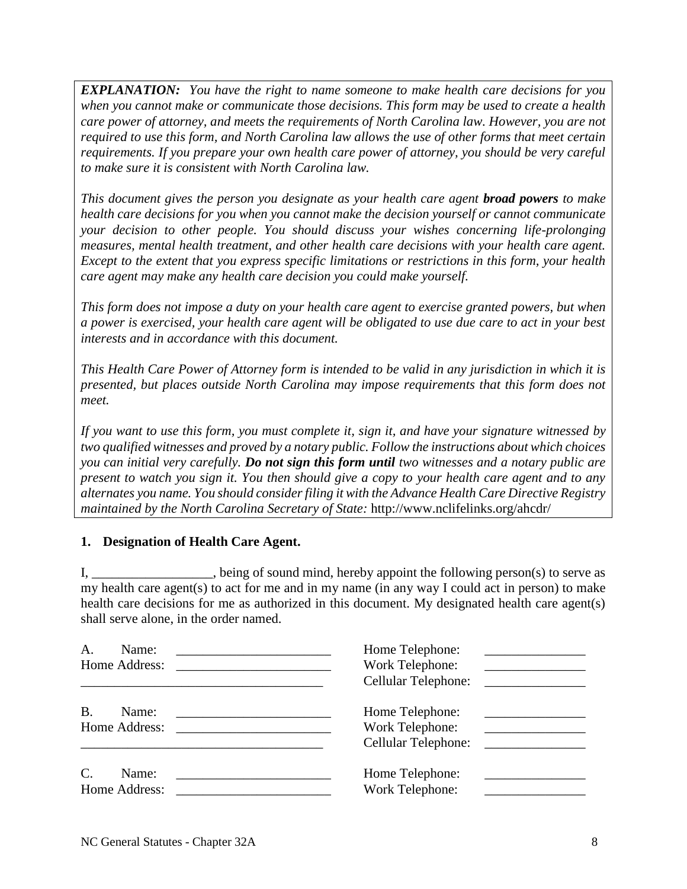***EXPLANATION:*** *You have the right to name someone to make health care decisions for you when you cannot make or communicate those decisions. This form may be used to create a health care power of attorney, and meets the requirements of North Carolina law. However, you are not required to use this form, and North Carolina law allows the use of other forms that meet certain requirements. If you prepare your own health care power of attorney, you should be very careful to make sure it is consistent with North Carolina law.*

*This document gives the person you designate as your health care agent* ***broad powers*** *to make health care decisions for you when you cannot make the decision yourself or cannot communicate your decision to other people. You should discuss your wishes concerning life-prolonging measures, mental health treatment, and other health care decisions with your health care agent. Except to the extent that you express specific limitations or restrictions in this form, your health care agent may make any health care decision you could make yourself.*

*This form does not impose a duty on your health care agent to exercise granted powers, but when a power is exercised, your health care agent will be obligated to use due care to act in your best interests and in accordance with this document.*

*This Health Care Power of Attorney form is intended to be valid in any jurisdiction in which it is presented, but places outside North Carolina may impose requirements that this form does not meet.*

*If you want to use this form, you must complete it, sign it, and have your signature witnessed by two qualified witnesses and proved by a notary public. Follow the instructions about which choices you can initial very carefully.* ***Do not sign this form until*** *two witnesses and a notary public are present to watch you sign it. You then should give a copy to your health care agent and to any alternates you name. You should consider filing it with the Advance Health Care Directive Registry maintained by the North Carolina Secretary of State:* http://www.nclifelinks.org/ahcdr/

**1. Designation of Health Care Agent.**

I, __________________, being of sound mind, hereby appoint the following person(s) to serve as my health care agent(s) to act for me and in my name (in any way I could act in person) to make health care decisions for me as authorized in this document. My designated health care agent(s) shall serve alone, in the order named.

A. Name: ________________________ Home Telephone: _______________
Home Address: ________________________ Work Telephone: _______________
____________________________________ Cellular Telephone: _______________

B. Name: ________________________ Home Telephone: _______________
Home Address: ________________________ Work Telephone: _______________
____________________________________ Cellular Telephone: _______________

C. Name: ________________________ Home Telephone: _______________
Home Address: ________________________ Work Telephone: _______________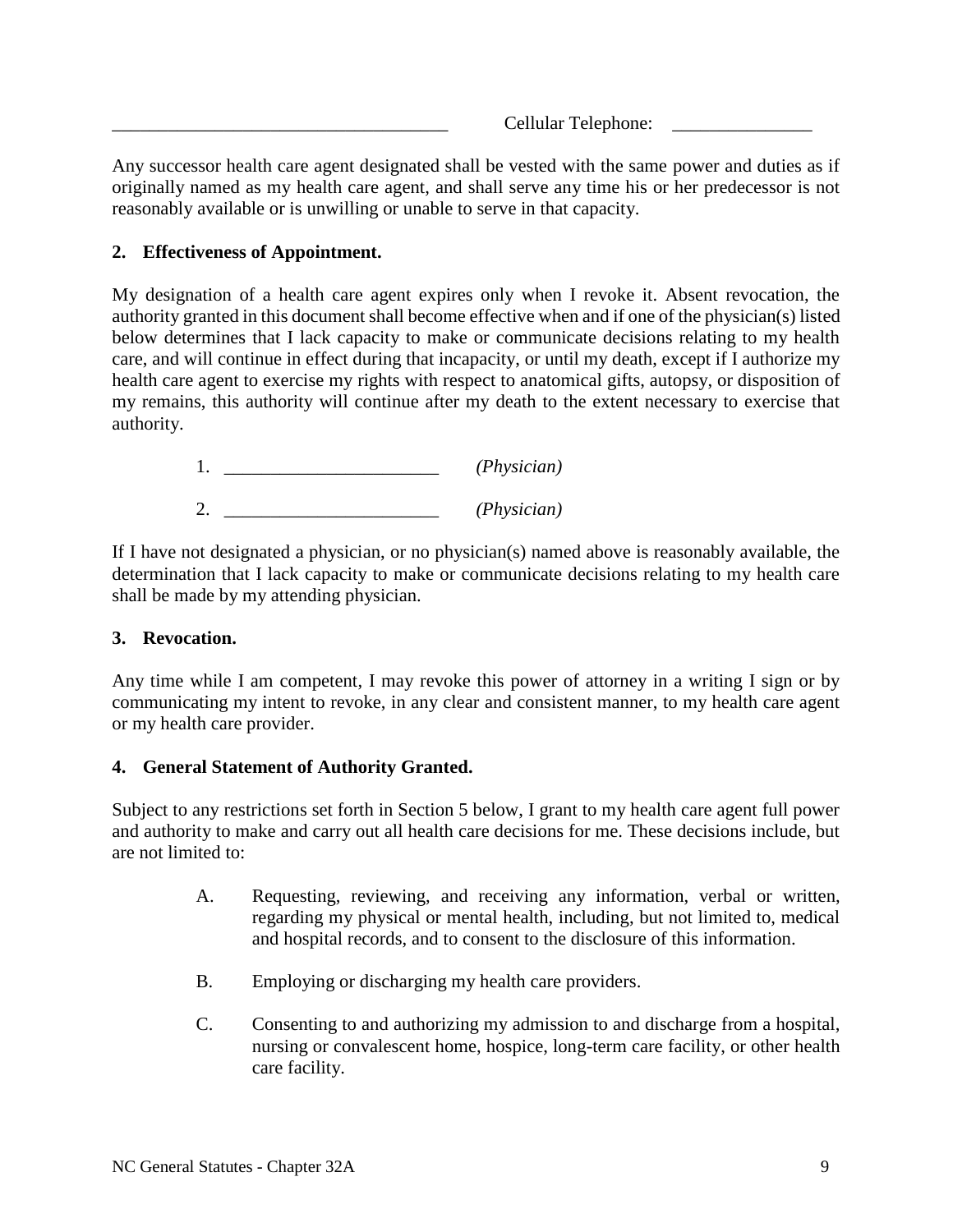____________________________________ Cellular Telephone: _______________

Any successor health care agent designated shall be vested with the same power and duties as if originally named as my health care agent, and shall serve any time his or her predecessor is not reasonably available or is unwilling or unable to serve in that capacity.

**2. Effectiveness of Appointment.**

My designation of a health care agent expires only when I revoke it. Absent revocation, the authority granted in this document shall become effective when and if one of the physician(s) listed below determines that I lack capacity to make or communicate decisions relating to my health care, and will continue in effect during that incapacity, or until my death, except if I authorize my health care agent to exercise my rights with respect to anatomical gifts, autopsy, or disposition of my remains, this authority will continue after my death to the extent necessary to exercise that authority.

1. _______________________ *(Physician)*

2. _______________________ *(Physician)*

If I have not designated a physician, or no physician(s) named above is reasonably available, the determination that I lack capacity to make or communicate decisions relating to my health care shall be made by my attending physician.

**3. Revocation.**

Any time while I am competent, I may revoke this power of attorney in a writing I sign or by communicating my intent to revoke, in any clear and consistent manner, to my health care agent or my health care provider.

**4. General Statement of Authority Granted.**

Subject to any restrictions set forth in Section 5 below, I grant to my health care agent full power and authority to make and carry out all health care decisions for me. These decisions include, but are not limited to:

A. Requesting, reviewing, and receiving any information, verbal or written, regarding my physical or mental health, including, but not limited to, medical and hospital records, and to consent to the disclosure of this information.

B. Employing or discharging my health care providers.

C. Consenting to and authorizing my admission to and discharge from a hospital, nursing or convalescent home, hospice, long-term care facility, or other health care facility.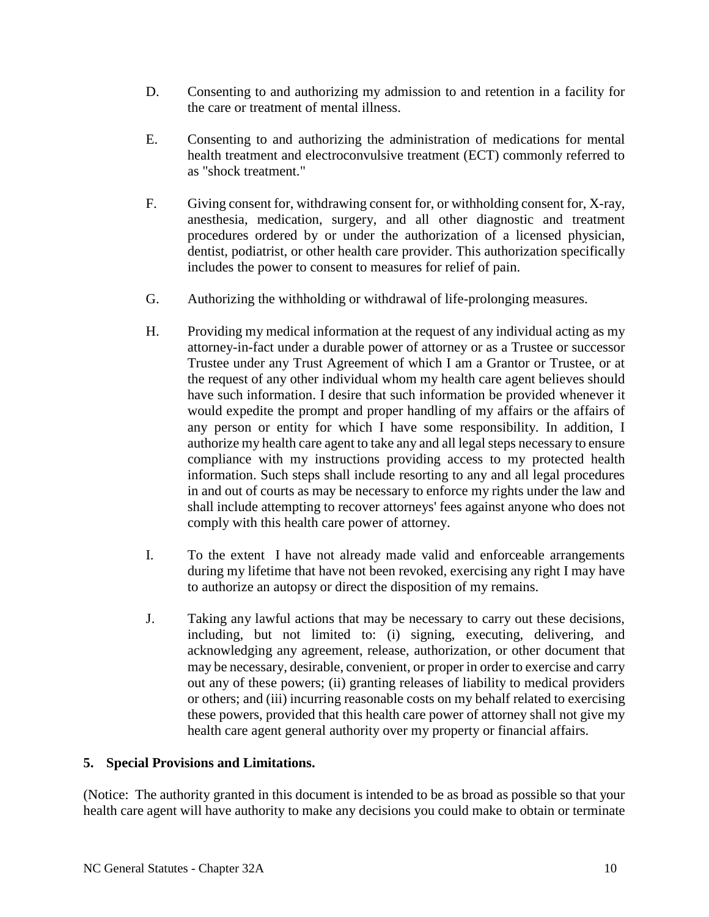D. Consenting to and authorizing my admission to and retention in a facility for the care or treatment of mental illness.

E. Consenting to and authorizing the administration of medications for mental health treatment and electroconvulsive treatment (ECT) commonly referred to as "shock treatment."

F. Giving consent for, withdrawing consent for, or withholding consent for, X-ray, anesthesia, medication, surgery, and all other diagnostic and treatment procedures ordered by or under the authorization of a licensed physician, dentist, podiatrist, or other health care provider. This authorization specifically includes the power to consent to measures for relief of pain.

G. Authorizing the withholding or withdrawal of life-prolonging measures.

H. Providing my medical information at the request of any individual acting as my attorney-in-fact under a durable power of attorney or as a Trustee or successor Trustee under any Trust Agreement of which I am a Grantor or Trustee, or at the request of any other individual whom my health care agent believes should have such information. I desire that such information be provided whenever it would expedite the prompt and proper handling of my affairs or the affairs of any person or entity for which I have some responsibility. In addition, I authorize my health care agent to take any and all legal steps necessary to ensure compliance with my instructions providing access to my protected health information. Such steps shall include resorting to any and all legal procedures in and out of courts as may be necessary to enforce my rights under the law and shall include attempting to recover attorneys' fees against anyone who does not comply with this health care power of attorney.

I. To the extent I have not already made valid and enforceable arrangements during my lifetime that have not been revoked, exercising any right I may have to authorize an autopsy or direct the disposition of my remains.

J. Taking any lawful actions that may be necessary to carry out these decisions, including, but not limited to: (i) signing, executing, delivering, and acknowledging any agreement, release, authorization, or other document that may be necessary, desirable, convenient, or proper in order to exercise and carry out any of these powers; (ii) granting releases of liability to medical providers or others; and (iii) incurring reasonable costs on my behalf related to exercising these powers, provided that this health care power of attorney shall not give my health care agent general authority over my property or financial affairs.

**5. Special Provisions and Limitations.**

(Notice: The authority granted in this document is intended to be as broad as possible so that your health care agent will have authority to make any decisions you could make to obtain or terminate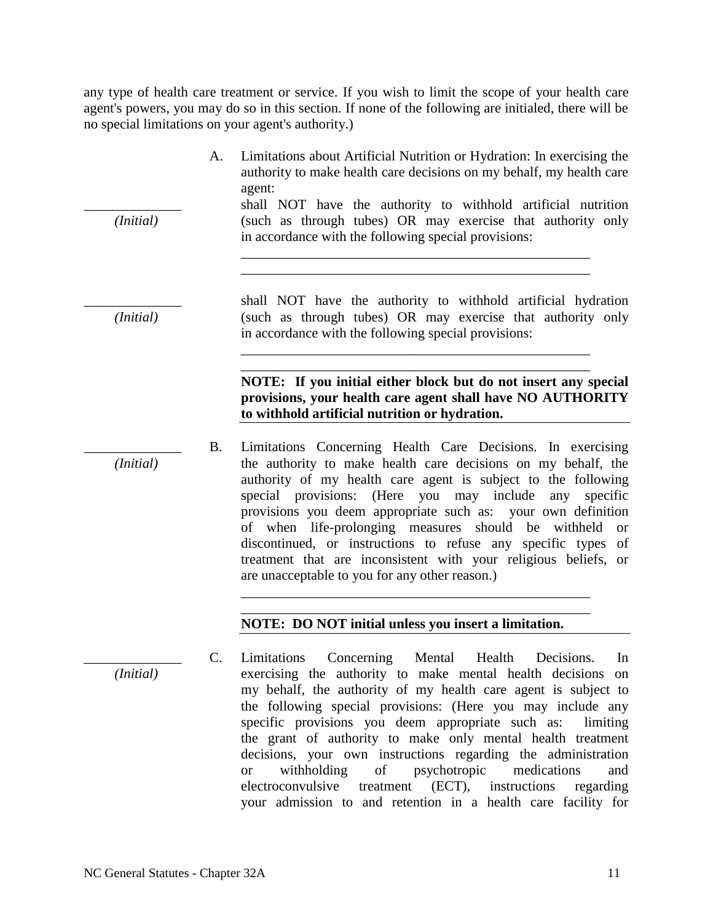any type of health care treatment or service. If you wish to limit the scope of your health care agent's powers, you may do so in this section. If none of the following are initialed, there will be no special limitations on your agent's authority.)

A. Limitations about Artificial Nutrition or Hydration: In exercising the authority to make health care decisions on my behalf, my health care agent:

______________ *(Initial)* shall NOT have the authority to withhold artificial nutrition (such as through tubes) OR may exercise that authority only in accordance with the following special provisions:

____________________________________________________

____________________________________________________

______________ *(Initial)* shall NOT have the authority to withhold artificial hydration (such as through tubes) OR may exercise that authority only in accordance with the following special provisions:

____________________________________________________

____________________________________________________

**NOTE: If you initial either block but do not insert any special provisions, your health care agent shall have NO AUTHORITY to withhold artificial nutrition or hydration.**

______________ *(Initial)* B. Limitations Concerning Health Care Decisions. In exercising the authority to make health care decisions on my behalf, the authority of my health care agent is subject to the following special provisions: (Here you may include any specific provisions you deem appropriate such as: your own definition of when life-prolonging measures should be withheld or discontinued, or instructions to refuse any specific types of treatment that are inconsistent with your religious beliefs, or are unacceptable to you for any other reason.)

____________________________________________________

____________________________________________________

**NOTE: DO NOT initial unless you insert a limitation.**

______________ *(Initial)* C. Limitations Concerning Mental Health Decisions. In exercising the authority to make mental health decisions on my behalf, the authority of my health care agent is subject to the following special provisions: (Here you may include any specific provisions you deem appropriate such as: limiting the grant of authority to make only mental health treatment decisions, your own instructions regarding the administration or withholding of psychotropic medications and electroconvulsive treatment (ECT), instructions regarding your admission to and retention in a health care facility for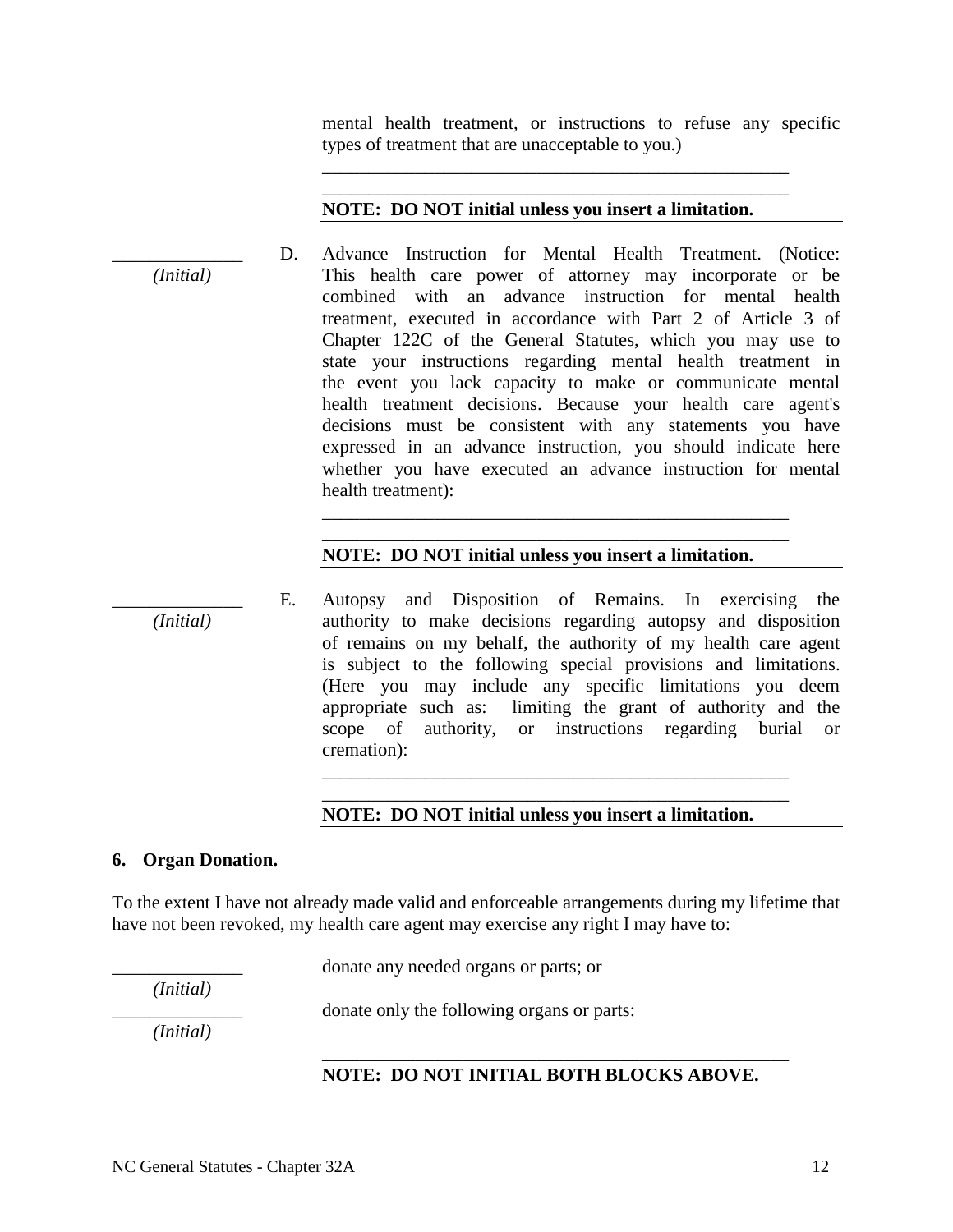mental health treatment, or instructions to refuse any specific types of treatment that are unacceptable to you.)

\_\_\_\_\_\_\_\_\_\_\_\_\_\_\_\_\_\_\_\_\_\_\_\_\_\_\_\_\_\_\_\_\_\_\_\_\_\_\_\_\_\_\_\_\_\_\_\_\_\_

\_\_\_\_\_\_\_\_\_\_\_\_\_\_\_\_\_\_\_\_\_\_\_\_\_\_\_\_\_\_\_\_\_\_\_\_\_\_\_\_\_\_\_\_\_\_\_\_\_\_

**NOTE: DO NOT initial unless you insert a limitation.**

\_\_\_\_\_\_\_\_\_\_\_\_\_\_
*(Initial)*

D. Advance Instruction for Mental Health Treatment. (Notice: This health care power of attorney may incorporate or be combined with an advance instruction for mental health treatment, executed in accordance with Part 2 of Article 3 of Chapter 122C of the General Statutes, which you may use to state your instructions regarding mental health treatment in the event you lack capacity to make or communicate mental health treatment decisions. Because your health care agent's decisions must be consistent with any statements you have expressed in an advance instruction, you should indicate here whether you have executed an advance instruction for mental health treatment):

\_\_\_\_\_\_\_\_\_\_\_\_\_\_\_\_\_\_\_\_\_\_\_\_\_\_\_\_\_\_\_\_\_\_\_\_\_\_\_\_\_\_\_\_\_\_\_\_\_\_

\_\_\_\_\_\_\_\_\_\_\_\_\_\_\_\_\_\_\_\_\_\_\_\_\_\_\_\_\_\_\_\_\_\_\_\_\_\_\_\_\_\_\_\_\_\_\_\_\_\_

**NOTE: DO NOT initial unless you insert a limitation.**

\_\_\_\_\_\_\_\_\_\_\_\_\_\_
*(Initial)*

E. Autopsy and Disposition of Remains. In exercising the authority to make decisions regarding autopsy and disposition of remains on my behalf, the authority of my health care agent is subject to the following special provisions and limitations. (Here you may include any specific limitations you deem appropriate such as: limiting the grant of authority and the scope of authority, or instructions regarding burial or cremation):

\_\_\_\_\_\_\_\_\_\_\_\_\_\_\_\_\_\_\_\_\_\_\_\_\_\_\_\_\_\_\_\_\_\_\_\_\_\_\_\_\_\_\_\_\_\_\_\_\_\_

\_\_\_\_\_\_\_\_\_\_\_\_\_\_\_\_\_\_\_\_\_\_\_\_\_\_\_\_\_\_\_\_\_\_\_\_\_\_\_\_\_\_\_\_\_\_\_\_\_\_

**NOTE: DO NOT initial unless you insert a limitation.**

### 6. Organ Donation.

To the extent I have not already made valid and enforceable arrangements during my lifetime that have not been revoked, my health care agent may exercise any right I may have to:

\_\_\_\_\_\_\_\_\_\_\_\_\_\_ donate any needed organs or parts; or
*(Initial)*

\_\_\_\_\_\_\_\_\_\_\_\_\_\_ donate only the following organs or parts:
*(Initial)*

\_\_\_\_\_\_\_\_\_\_\_\_\_\_\_\_\_\_\_\_\_\_\_\_\_\_\_\_\_\_\_\_\_\_\_\_\_\_\_\_\_\_\_\_\_\_\_\_\_\_

**NOTE: DO NOT INITIAL BOTH BLOCKS ABOVE.**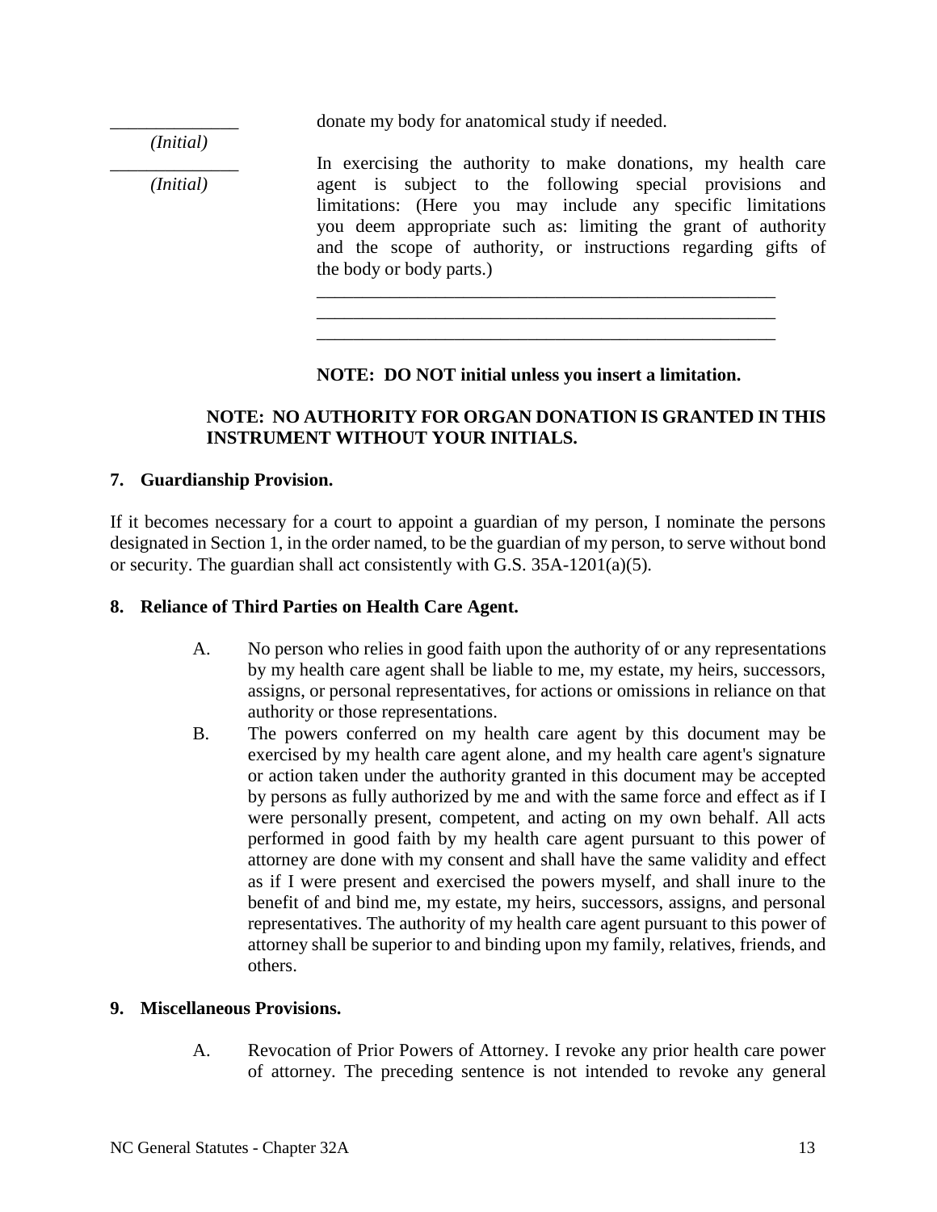______________ (Initial) donate my body for anatomical study if needed.

______________ (Initial) In exercising the authority to make donations, my health care agent is subject to the following special provisions and limitations: (Here you may include any specific limitations you deem appropriate such as: limiting the grant of authority and the scope of authority, or instructions regarding gifts of the body or body parts.)

_____________________________________________________
_____________________________________________________
_____________________________________________________

**NOTE: DO NOT initial unless you insert a limitation.**

**NOTE: NO AUTHORITY FOR ORGAN DONATION IS GRANTED IN THIS INSTRUMENT WITHOUT YOUR INITIALS.**

**7. Guardianship Provision.**

If it becomes necessary for a court to appoint a guardian of my person, I nominate the persons designated in Section 1, in the order named, to be the guardian of my person, to serve without bond or security. The guardian shall act consistently with G.S. 35A-1201(a)(5).

**8. Reliance of Third Parties on Health Care Agent.**

A. No person who relies in good faith upon the authority of or any representations by my health care agent shall be liable to me, my estate, my heirs, successors, assigns, or personal representatives, for actions or omissions in reliance on that authority or those representations.

B. The powers conferred on my health care agent by this document may be exercised by my health care agent alone, and my health care agent's signature or action taken under the authority granted in this document may be accepted by persons as fully authorized by me and with the same force and effect as if I were personally present, competent, and acting on my own behalf. All acts performed in good faith by my health care agent pursuant to this power of attorney are done with my consent and shall have the same validity and effect as if I were present and exercised the powers myself, and shall inure to the benefit of and bind me, my estate, my heirs, successors, assigns, and personal representatives. The authority of my health care agent pursuant to this power of attorney shall be superior to and binding upon my family, relatives, friends, and others.

**9. Miscellaneous Provisions.**

A. Revocation of Prior Powers of Attorney. I revoke any prior health care power of attorney. The preceding sentence is not intended to revoke any general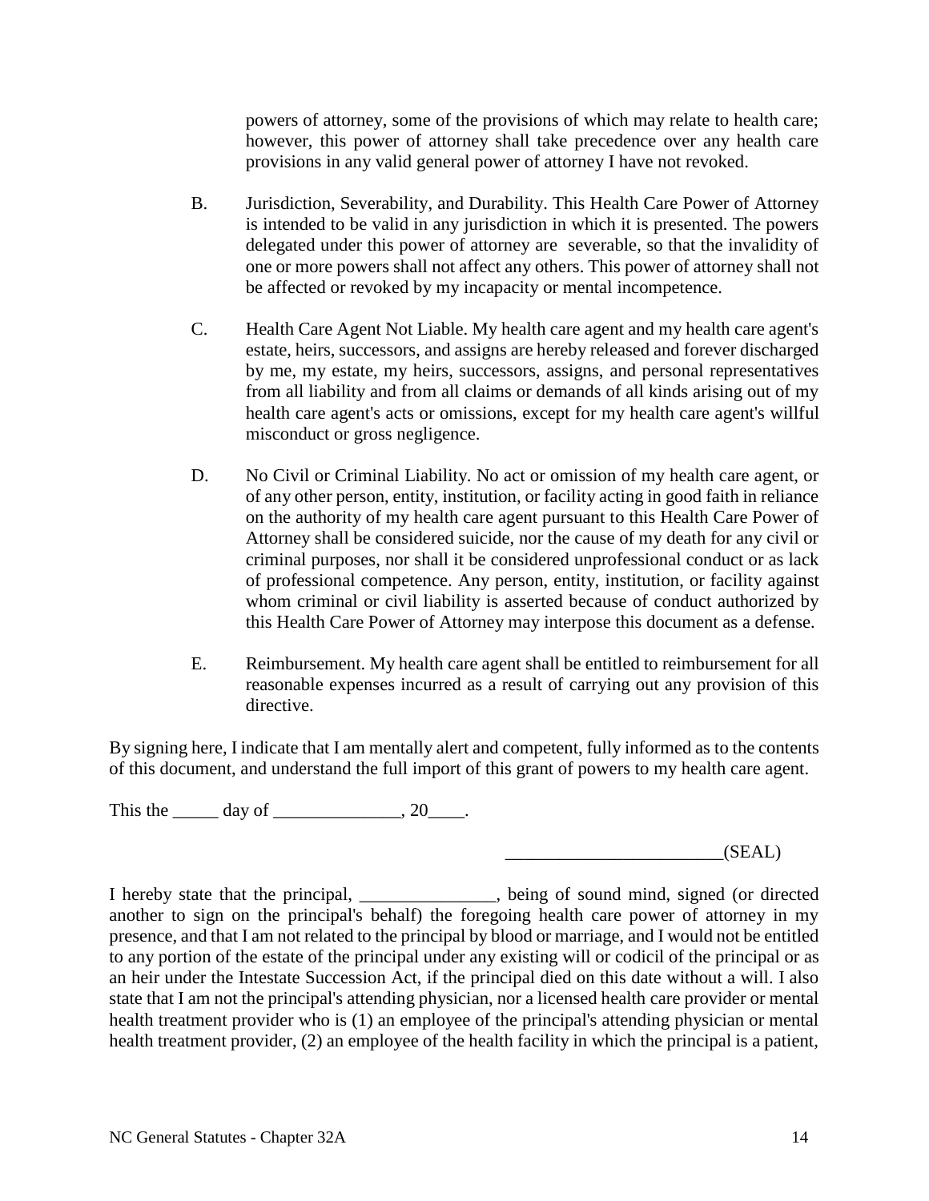powers of attorney, some of the provisions of which may relate to health care; however, this power of attorney shall take precedence over any health care provisions in any valid general power of attorney I have not revoked.

B. Jurisdiction, Severability, and Durability. This Health Care Power of Attorney is intended to be valid in any jurisdiction in which it is presented. The powers delegated under this power of attorney are severable, so that the invalidity of one or more powers shall not affect any others. This power of attorney shall not be affected or revoked by my incapacity or mental incompetence.

C. Health Care Agent Not Liable. My health care agent and my health care agent's estate, heirs, successors, and assigns are hereby released and forever discharged by me, my estate, my heirs, successors, assigns, and personal representatives from all liability and from all claims or demands of all kinds arising out of my health care agent's acts or omissions, except for my health care agent's willful misconduct or gross negligence.

D. No Civil or Criminal Liability. No act or omission of my health care agent, or of any other person, entity, institution, or facility acting in good faith in reliance on the authority of my health care agent pursuant to this Health Care Power of Attorney shall be considered suicide, nor the cause of my death for any civil or criminal purposes, nor shall it be considered unprofessional conduct or as lack of professional competence. Any person, entity, institution, or facility against whom criminal or civil liability is asserted because of conduct authorized by this Health Care Power of Attorney may interpose this document as a defense.

E. Reimbursement. My health care agent shall be entitled to reimbursement for all reasonable expenses incurred as a result of carrying out any provision of this directive.

By signing here, I indicate that I am mentally alert and competent, fully informed as to the contents of this document, and understand the full import of this grant of powers to my health care agent.

This the _____ day of ______________, 20____.

________________________(SEAL)

I hereby state that the principal, _______________, being of sound mind, signed (or directed another to sign on the principal's behalf) the foregoing health care power of attorney in my presence, and that I am not related to the principal by blood or marriage, and I would not be entitled to any portion of the estate of the principal under any existing will or codicil of the principal or as an heir under the Intestate Succession Act, if the principal died on this date without a will. I also state that I am not the principal's attending physician, nor a licensed health care provider or mental health treatment provider who is (1) an employee of the principal's attending physician or mental health treatment provider, (2) an employee of the health facility in which the principal is a patient,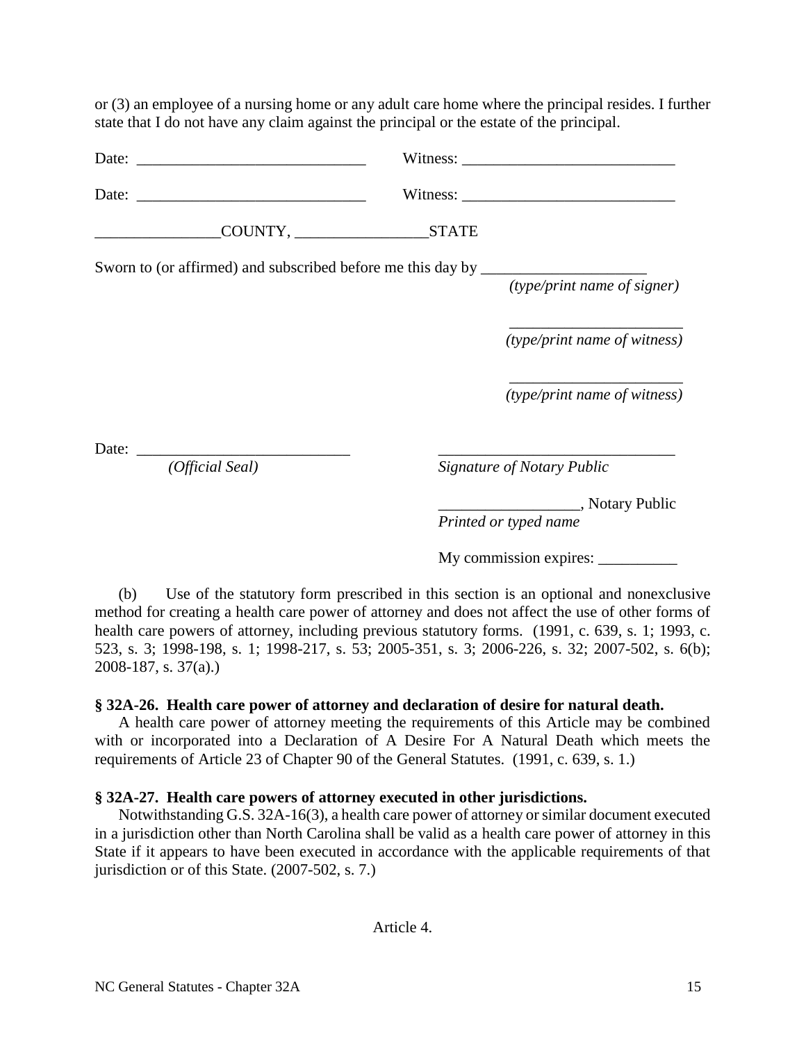or (3) an employee of a nursing home or any adult care home where the principal resides. I further state that I do not have any claim against the principal or the estate of the principal.

Date: _____________________________ Witness: ___________________________

Date: _____________________________ Witness: ___________________________

________________COUNTY, _________________STATE

Sworn to (or affirmed) and subscribed before me this day by _____________________
*(type/print name of signer)*

______________________
*(type/print name of witness)*

______________________
*(type/print name of witness)*

Date: ___________________________ ______________________________
*(Official Seal)* *Signature of Notary Public*

__________________, Notary Public
*Printed or typed name*

My commission expires: __________

(b) Use of the statutory form prescribed in this section is an optional and nonexclusive method for creating a health care power of attorney and does not affect the use of other forms of health care powers of attorney, including previous statutory forms. (1991, c. 639, s. 1; 1993, c. 523, s. 3; 1998-198, s. 1; 1998-217, s. 53; 2005-351, s. 3; 2006-226, s. 32; 2007-502, s. 6(b); 2008-187, s. 37(a).)

**§ 32A-26. Health care power of attorney and declaration of desire for natural death.**

A health care power of attorney meeting the requirements of this Article may be combined with or incorporated into a Declaration of A Desire For A Natural Death which meets the requirements of Article 23 of Chapter 90 of the General Statutes. (1991, c. 639, s. 1.)

**§ 32A-27. Health care powers of attorney executed in other jurisdictions.**

Notwithstanding G.S. 32A-16(3), a health care power of attorney or similar document executed in a jurisdiction other than North Carolina shall be valid as a health care power of attorney in this State if it appears to have been executed in accordance with the applicable requirements of that jurisdiction or of this State. (2007-502, s. 7.)

Article 4.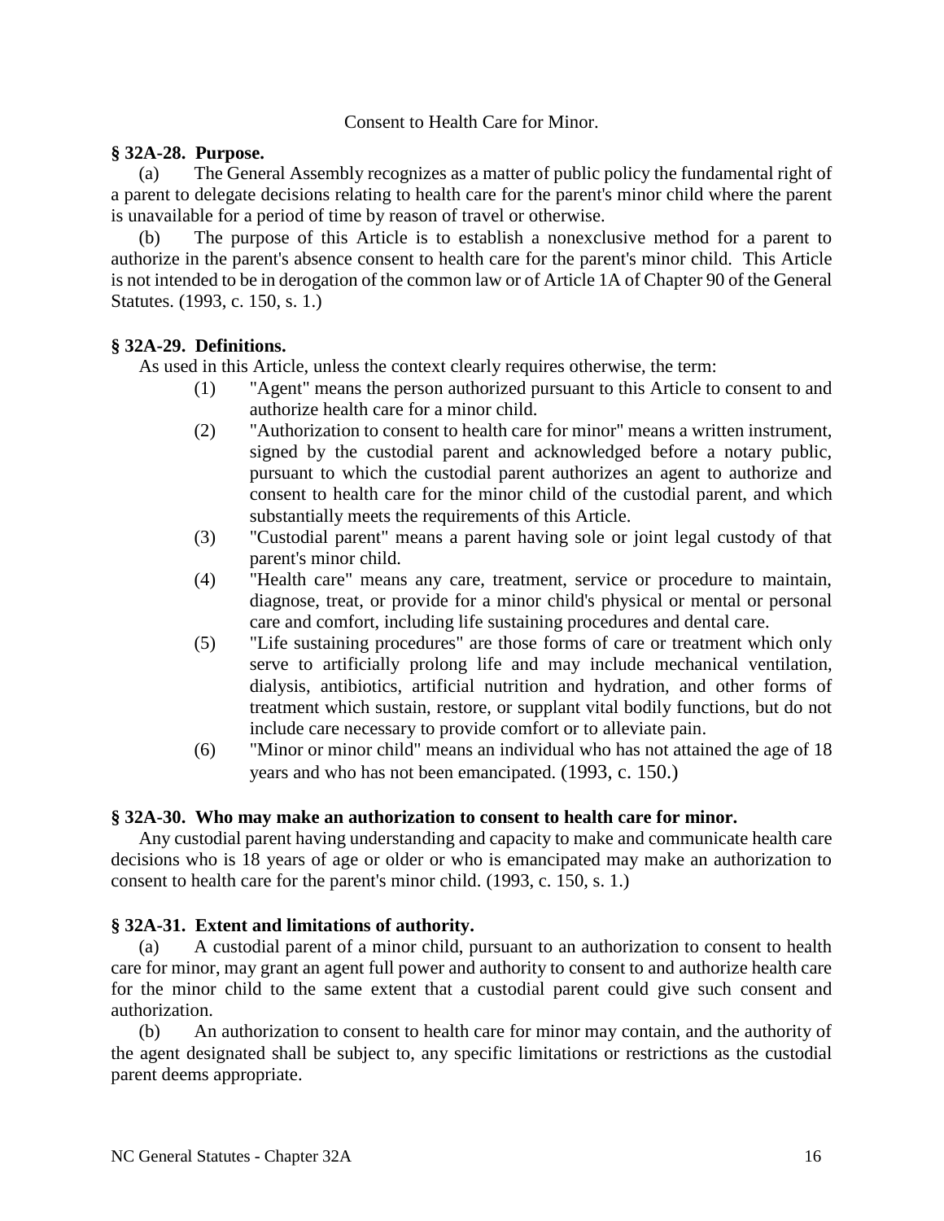Consent to Health Care for Minor.

### § 32A-28. Purpose.

(a) The General Assembly recognizes as a matter of public policy the fundamental right of a parent to delegate decisions relating to health care for the parent's minor child where the parent is unavailable for a period of time by reason of travel or otherwise.

(b) The purpose of this Article is to establish a nonexclusive method for a parent to authorize in the parent's absence consent to health care for the parent's minor child. This Article is not intended to be in derogation of the common law or of Article 1A of Chapter 90 of the General Statutes. (1993, c. 150, s. 1.)

### § 32A-29. Definitions.

As used in this Article, unless the context clearly requires otherwise, the term:

(1) "Agent" means the person authorized pursuant to this Article to consent to and authorize health care for a minor child.

(2) "Authorization to consent to health care for minor" means a written instrument, signed by the custodial parent and acknowledged before a notary public, pursuant to which the custodial parent authorizes an agent to authorize and consent to health care for the minor child of the custodial parent, and which substantially meets the requirements of this Article.

(3) "Custodial parent" means a parent having sole or joint legal custody of that parent's minor child.

(4) "Health care" means any care, treatment, service or procedure to maintain, diagnose, treat, or provide for a minor child's physical or mental or personal care and comfort, including life sustaining procedures and dental care.

(5) "Life sustaining procedures" are those forms of care or treatment which only serve to artificially prolong life and may include mechanical ventilation, dialysis, antibiotics, artificial nutrition and hydration, and other forms of treatment which sustain, restore, or supplant vital bodily functions, but do not include care necessary to provide comfort or to alleviate pain.

(6) "Minor or minor child" means an individual who has not attained the age of 18 years and who has not been emancipated. (1993, c. 150.)

### § 32A-30. Who may make an authorization to consent to health care for minor.

Any custodial parent having understanding and capacity to make and communicate health care decisions who is 18 years of age or older or who is emancipated may make an authorization to consent to health care for the parent's minor child. (1993, c. 150, s. 1.)

### § 32A-31. Extent and limitations of authority.

(a) A custodial parent of a minor child, pursuant to an authorization to consent to health care for minor, may grant an agent full power and authority to consent to and authorize health care for the minor child to the same extent that a custodial parent could give such consent and authorization.

(b) An authorization to consent to health care for minor may contain, and the authority of the agent designated shall be subject to, any specific limitations or restrictions as the custodial parent deems appropriate.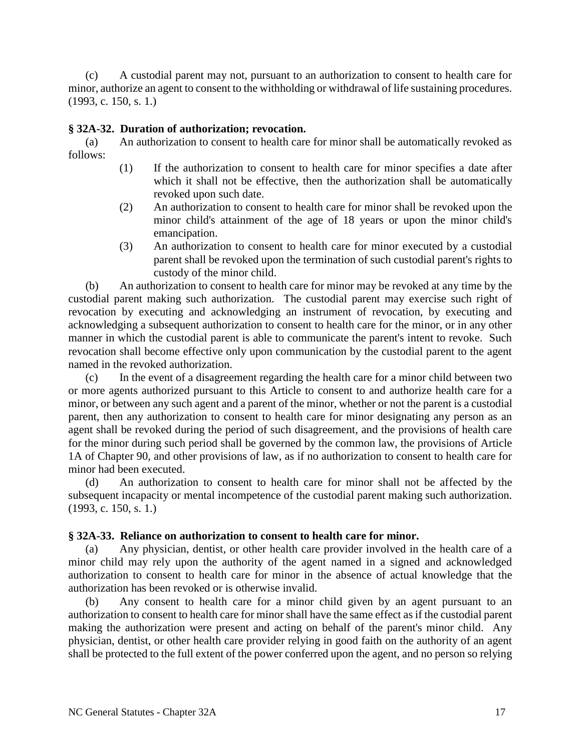(c) A custodial parent may not, pursuant to an authorization to consent to health care for minor, authorize an agent to consent to the withholding or withdrawal of life sustaining procedures. (1993, c. 150, s. 1.)

**§ 32A-32. Duration of authorization; revocation.**

(a) An authorization to consent to health care for minor shall be automatically revoked as follows:

- (1) If the authorization to consent to health care for minor specifies a date after which it shall not be effective, then the authorization shall be automatically revoked upon such date.
- (2) An authorization to consent to health care for minor shall be revoked upon the minor child's attainment of the age of 18 years or upon the minor child's emancipation.
- (3) An authorization to consent to health care for minor executed by a custodial parent shall be revoked upon the termination of such custodial parent's rights to custody of the minor child.

(b) An authorization to consent to health care for minor may be revoked at any time by the custodial parent making such authorization. The custodial parent may exercise such right of revocation by executing and acknowledging an instrument of revocation, by executing and acknowledging a subsequent authorization to consent to health care for the minor, or in any other manner in which the custodial parent is able to communicate the parent's intent to revoke. Such revocation shall become effective only upon communication by the custodial parent to the agent named in the revoked authorization.

(c) In the event of a disagreement regarding the health care for a minor child between two or more agents authorized pursuant to this Article to consent to and authorize health care for a minor, or between any such agent and a parent of the minor, whether or not the parent is a custodial parent, then any authorization to consent to health care for minor designating any person as an agent shall be revoked during the period of such disagreement, and the provisions of health care for the minor during such period shall be governed by the common law, the provisions of Article 1A of Chapter 90, and other provisions of law, as if no authorization to consent to health care for minor had been executed.

(d) An authorization to consent to health care for minor shall not be affected by the subsequent incapacity or mental incompetence of the custodial parent making such authorization. (1993, c. 150, s. 1.)

**§ 32A-33. Reliance on authorization to consent to health care for minor.**

(a) Any physician, dentist, or other health care provider involved in the health care of a minor child may rely upon the authority of the agent named in a signed and acknowledged authorization to consent to health care for minor in the absence of actual knowledge that the authorization has been revoked or is otherwise invalid.

(b) Any consent to health care for a minor child given by an agent pursuant to an authorization to consent to health care for minor shall have the same effect as if the custodial parent making the authorization were present and acting on behalf of the parent's minor child. Any physician, dentist, or other health care provider relying in good faith on the authority of an agent shall be protected to the full extent of the power conferred upon the agent, and no person so relying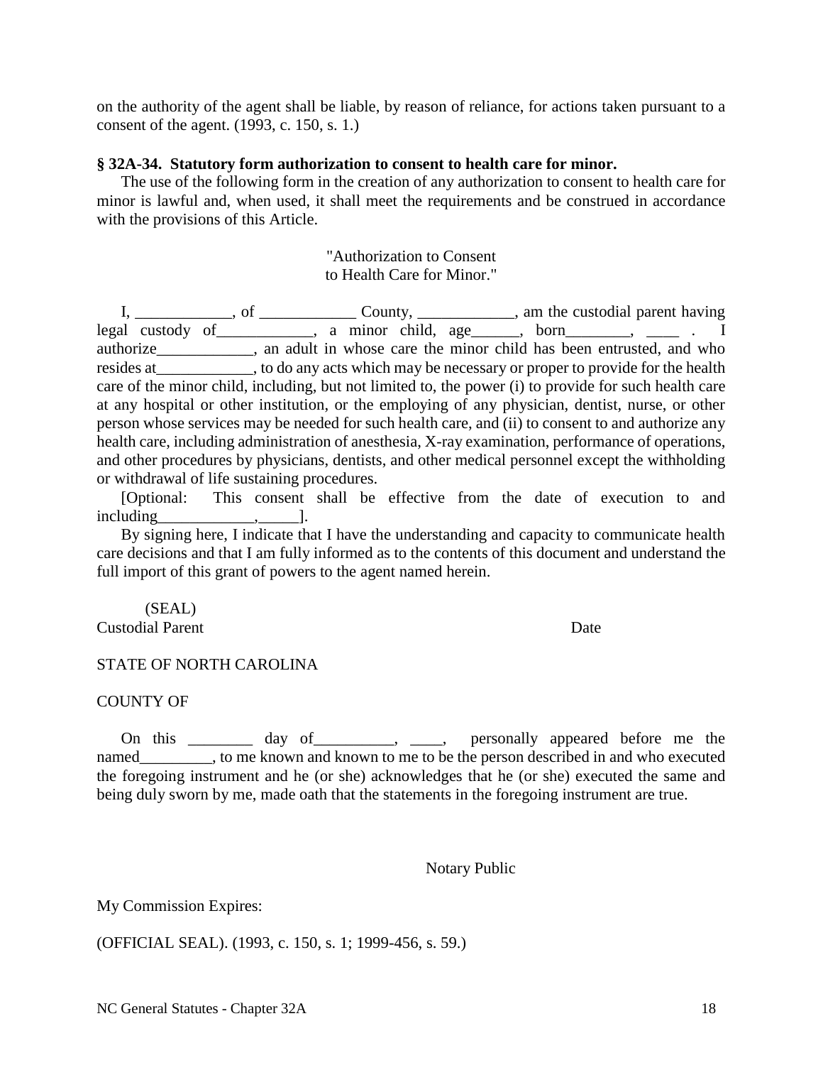on the authority of the agent shall be liable, by reason of reliance, for actions taken pursuant to a consent of the agent. (1993, c. 150, s. 1.)

**§ 32A-34. Statutory form authorization to consent to health care for minor.**

The use of the following form in the creation of any authorization to consent to health care for minor is lawful and, when used, it shall meet the requirements and be construed in accordance with the provisions of this Article.

"Authorization to Consent
to Health Care for Minor."

I, ____________, of ____________ County, ____________, am the custodial parent having legal custody of____________, a minor child, age______, born________, ____ . I authorize____________, an adult in whose care the minor child has been entrusted, and who resides at____________, to do any acts which may be necessary or proper to provide for the health care of the minor child, including, but not limited to, the power (i) to provide for such health care at any hospital or other institution, or the employing of any physician, dentist, nurse, or other person whose services may be needed for such health care, and (ii) to consent to and authorize any health care, including administration of anesthesia, X-ray examination, performance of operations, and other procedures by physicians, dentists, and other medical personnel except the withholding or withdrawal of life sustaining procedures.

[Optional: This consent shall be effective from the date of execution to and including____________,_____].

By signing here, I indicate that I have the understanding and capacity to communicate health care decisions and that I am fully informed as to the contents of this document and understand the full import of this grant of powers to the agent named herein.

(SEAL)
Custodial Parent                                                                                    Date

STATE OF NORTH CAROLINA

COUNTY OF

On this ________ day of__________, ____, personally appeared before me the named_________, to me known and known to me to be the person described in and who executed the foregoing instrument and he (or she) acknowledges that he (or she) executed the same and being duly sworn by me, made oath that the statements in the foregoing instrument are true.

Notary Public

My Commission Expires:

(OFFICIAL SEAL). (1993, c. 150, s. 1; 1999-456, s. 59.)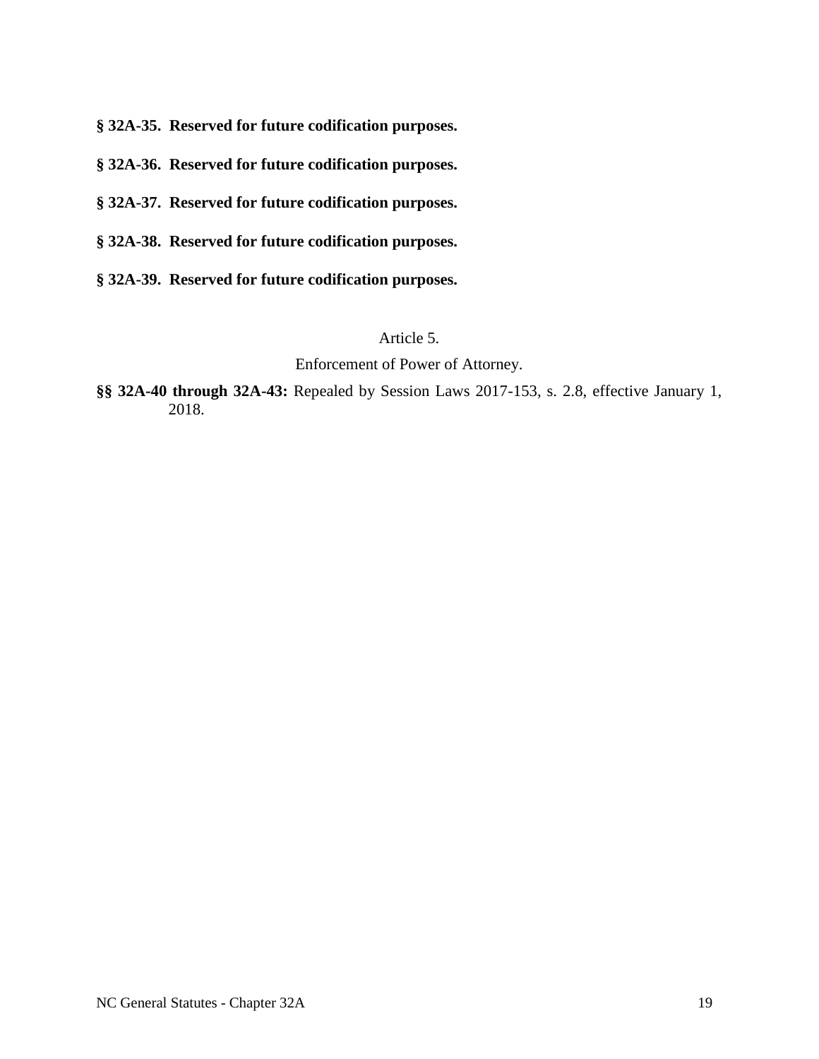**§ 32A-35. Reserved for future codification purposes.**

**§ 32A-36. Reserved for future codification purposes.**

**§ 32A-37. Reserved for future codification purposes.**

**§ 32A-38. Reserved for future codification purposes.**

**§ 32A-39. Reserved for future codification purposes.**

## Article 5.

## Enforcement of Power of Attorney.

**§§ 32A-40 through 32A-43:** Repealed by Session Laws 2017-153, s. 2.8, effective January 1, 2018.